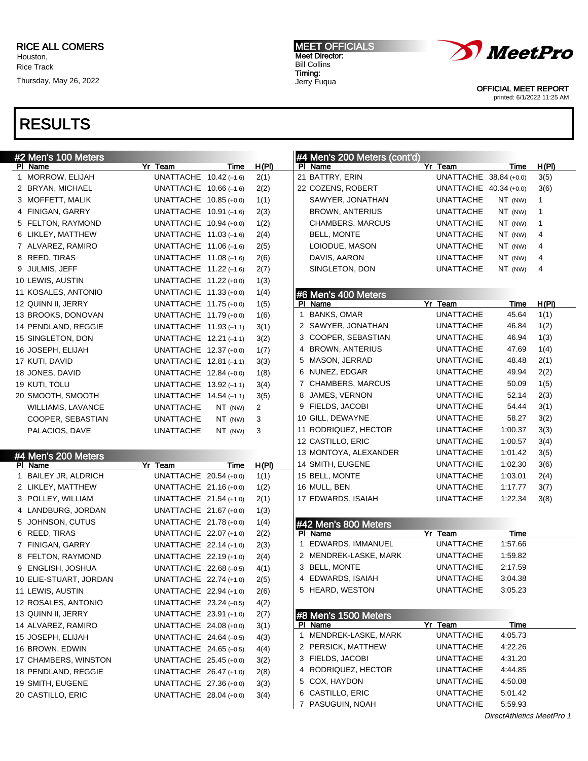RICE ALL COMERS
Houston,
Rice Track

Thursday, May 26, 2022

MEET OFFICIALS
Meet Director:
Bill Collins
Timing:
Jerry Fuqua

OFFICIAL MEET REPORT
printed: 6/1/2022 11:25 AM

# RESULTS

## #2 Men's 100 Meters

| Pl | Name | Yr | Team | Time | H(Pl) |
|---|---|---|---|---|---|
| 1 | MORROW, ELIJAH | | UNATTACHE | 10.42 (–1.6) | 2(1) |
| 2 | BRYAN, MICHAEL | | UNATTACHE | 10.66 (–1.6) | 2(2) |
| 3 | MOFFETT, MALIK | | UNATTACHE | 10.85 (+0.0) | 1(1) |
| 4 | FINIGAN, GARRY | | UNATTACHE | 10.91 (–1.6) | 2(3) |
| 5 | FELTON, RAYMOND | | UNATTACHE | 10.94 (+0.0) | 1(2) |
| 6 | LIKLEY, MATTHEW | | UNATTACHE | 11.03 (–1.6) | 2(4) |
| 7 | ALVAREZ, RAMIRO | | UNATTACHE | 11.06 (–1.6) | 2(5) |
| 8 | REED, TIRAS | | UNATTACHE | 11.08 (–1.6) | 2(6) |
| 9 | JULMIS, JEFF | | UNATTACHE | 11.22 (–1.6) | 2(7) |
| 10 | LEWIS, AUSTIN | | UNATTACHE | 11.22 (+0.0) | 1(3) |
| 11 | KOSALES, ANTONIO | | UNATTACHE | 11.33 (+0.0) | 1(4) |
| 12 | QUINN II, JERRY | | UNATTACHE | 11.75 (+0.0) | 1(5) |
| 13 | BROOKS, DONOVAN | | UNATTACHE | 11.79 (+0.0) | 1(6) |
| 14 | PENDLAND, REGGIE | | UNATTACHE | 11.93 (–1.1) | 3(1) |
| 15 | SINGLETON, DON | | UNATTACHE | 12.21 (–1.1) | 3(2) |
| 16 | JOSEPH, ELIJAH | | UNATTACHE | 12.37 (+0.0) | 1(7) |
| 17 | KUTI, DAVID | | UNATTACHE | 12.81 (–1.1) | 3(3) |
| 18 | JONES, DAVID | | UNATTACHE | 12.84 (+0.0) | 1(8) |
| 19 | KUTI, TOLU | | UNATTACHE | 13.92 (–1.1) | 3(4) |
| 20 | SMOOTH, SMOOTH | | UNATTACHE | 14.54 (–1.1) | 3(5) |
| | WILLIAMS, LAVANCE | | UNATTACHE | NT (NW) | 2 |
| | COOPER, SEBASTIAN | | UNATTACHE | NT (NW) | 3 |
| | PALACIOS, DAVE | | UNATTACHE | NT (NW) | 3 |

## #4 Men's 200 Meters

| Pl | Name | Yr | Team | Time | H(Pl) |
|---|---|---|---|---|---|
| 1 | BAILEY JR, ALDRICH | | UNATTACHE | 20.54 (+0.0) | 1(1) |
| 2 | LIKLEY, MATTHEW | | UNATTACHE | 21.16 (+0.0) | 1(2) |
| 3 | POLLEY, WILLIAM | | UNATTACHE | 21.54 (+1.0) | 2(1) |
| 4 | LANDBURG, JORDAN | | UNATTACHE | 21.67 (+0.0) | 1(3) |
| 5 | JOHNSON, CUTUS | | UNATTACHE | 21.78 (+0.0) | 1(4) |
| 6 | REED, TIRAS | | UNATTACHE | 22.07 (+1.0) | 2(2) |
| 7 | FINIGAN, GARRY | | UNATTACHE | 22.14 (+1.0) | 2(3) |
| 8 | FELTON, RAYMOND | | UNATTACHE | 22.19 (+1.0) | 2(4) |
| 9 | ENGLISH, JOSHUA | | UNATTACHE | 22.68 (–0.5) | 4(1) |
| 10 | ELIE-STUART, JORDAN | | UNATTACHE | 22.74 (+1.0) | 2(5) |
| 11 | LEWIS, AUSTIN | | UNATTACHE | 22.94 (+1.0) | 2(6) |
| 12 | ROSALES, ANTONIO | | UNATTACHE | 23.24 (–0.5) | 4(2) |
| 13 | QUINN II, JERRY | | UNATTACHE | 23.91 (+1.0) | 2(7) |
| 14 | ALVAREZ, RAMIRO | | UNATTACHE | 24.08 (+0.0) | 3(1) |
| 15 | JOSEPH, ELIJAH | | UNATTACHE | 24.64 (–0.5) | 4(3) |
| 16 | BROWN, EDWIN | | UNATTACHE | 24.65 (–0.5) | 4(4) |
| 17 | CHAMBERS, WINSTON | | UNATTACHE | 25.45 (+0.0) | 3(2) |
| 18 | PENDLAND, REGGIE | | UNATTACHE | 26.47 (+1.0) | 2(8) |
| 19 | SMITH, EUGENE | | UNATTACHE | 27.36 (+0.0) | 3(3) |
| 20 | CASTILLO, ERIC | | UNATTACHE | 28.04 (+0.0) | 3(4) |
| 21 | BATTRY, ERIN | | UNATTACHE | 38.84 (+0.0) | 3(5) |
| 22 | COZENS, ROBERT | | UNATTACHE | 40.34 (+0.0) | 3(6) |
| | SAWYER, JONATHAN | | UNATTACHE | NT (NW) | 1 |
| | BROWN, ANTERIUS | | UNATTACHE | NT (NW) | 1 |
| | CHAMBERS, MARCUS | | UNATTACHE | NT (NW) | 1 |
| | BELL, MONTE | | UNATTACHE | NT (NW) | 4 |
| | LOIODUE, MASON | | UNATTACHE | NT (NW) | 4 |
| | DAVIS, AARON | | UNATTACHE | NT (NW) | 4 |
| | SINGLETON, DON | | UNATTACHE | NT (NW) | 4 |

## #6 Men's 400 Meters

| Pl | Name | Yr | Team | Time | H(Pl) |
|---|---|---|---|---|---|
| 1 | BANKS, OMAR | | UNATTACHE | 45.64 | 1(1) |
| 2 | SAWYER, JONATHAN | | UNATTACHE | 46.84 | 1(2) |
| 3 | COOPER, SEBASTIAN | | UNATTACHE | 46.94 | 1(3) |
| 4 | BROWN, ANTERIUS | | UNATTACHE | 47.69 | 1(4) |
| 5 | MASON, JERRAD | | UNATTACHE | 48.48 | 2(1) |
| 6 | NUNEZ, EDGAR | | UNATTACHE | 49.94 | 2(2) |
| 7 | CHAMBERS, MARCUS | | UNATTACHE | 50.09 | 1(5) |
| 8 | JAMES, VERNON | | UNATTACHE | 52.14 | 2(3) |
| 9 | FIELDS, JACOBI | | UNATTACHE | 54.44 | 3(1) |
| 10 | GILL, DEWAYNE | | UNATTACHE | 58.27 | 3(2) |
| 11 | RODRIQUEZ, HECTOR | | UNATTACHE | 1:00.37 | 3(3) |
| 12 | CASTILLO, ERIC | | UNATTACHE | 1:00.57 | 3(4) |
| 13 | MONTOYA, ALEXANDER | | UNATTACHE | 1:01.42 | 3(5) |
| 14 | SMITH, EUGENE | | UNATTACHE | 1:02.30 | 3(6) |
| 15 | BELL, MONTE | | UNATTACHE | 1:03.01 | 2(4) |
| 16 | MULL, BEN | | UNATTACHE | 1:17.77 | 3(7) |
| 17 | EDWARDS, ISAIAH | | UNATTACHE | 1:22.34 | 3(8) |

## #42 Men's 800 Meters

| Pl | Name | Yr | Team | Time |
|---|---|---|---|---|
| 1 | EDWARDS, IMMANUEL | | UNATTACHE | 1:57.66 |
| 2 | MENDREK-LASKE, MARK | | UNATTACHE | 1:59.82 |
| 3 | BELL, MONTE | | UNATTACHE | 2:17.59 |
| 4 | EDWARDS, ISAIAH | | UNATTACHE | 3:04.38 |
| 5 | HEARD, WESTON | | UNATTACHE | 3:05.23 |

## #8 Men's 1500 Meters

| Pl | Name | Yr | Team | Time |
|---|---|---|---|---|
| 1 | MENDREK-LASKE, MARK | | UNATTACHE | 4:05.73 |
| 2 | PERSICK, MATTHEW | | UNATTACHE | 4:22.26 |
| 3 | FIELDS, JACOBI | | UNATTACHE | 4:31.20 |
| 4 | RODRIQUEZ, HECTOR | | UNATTACHE | 4:44.85 |
| 5 | COX, HAYDON | | UNATTACHE | 4:50.08 |
| 6 | CASTILLO, ERIC | | UNATTACHE | 5:01.42 |
| 7 | PASUGUIN, NOAH | | UNATTACHE | 5:59.93 |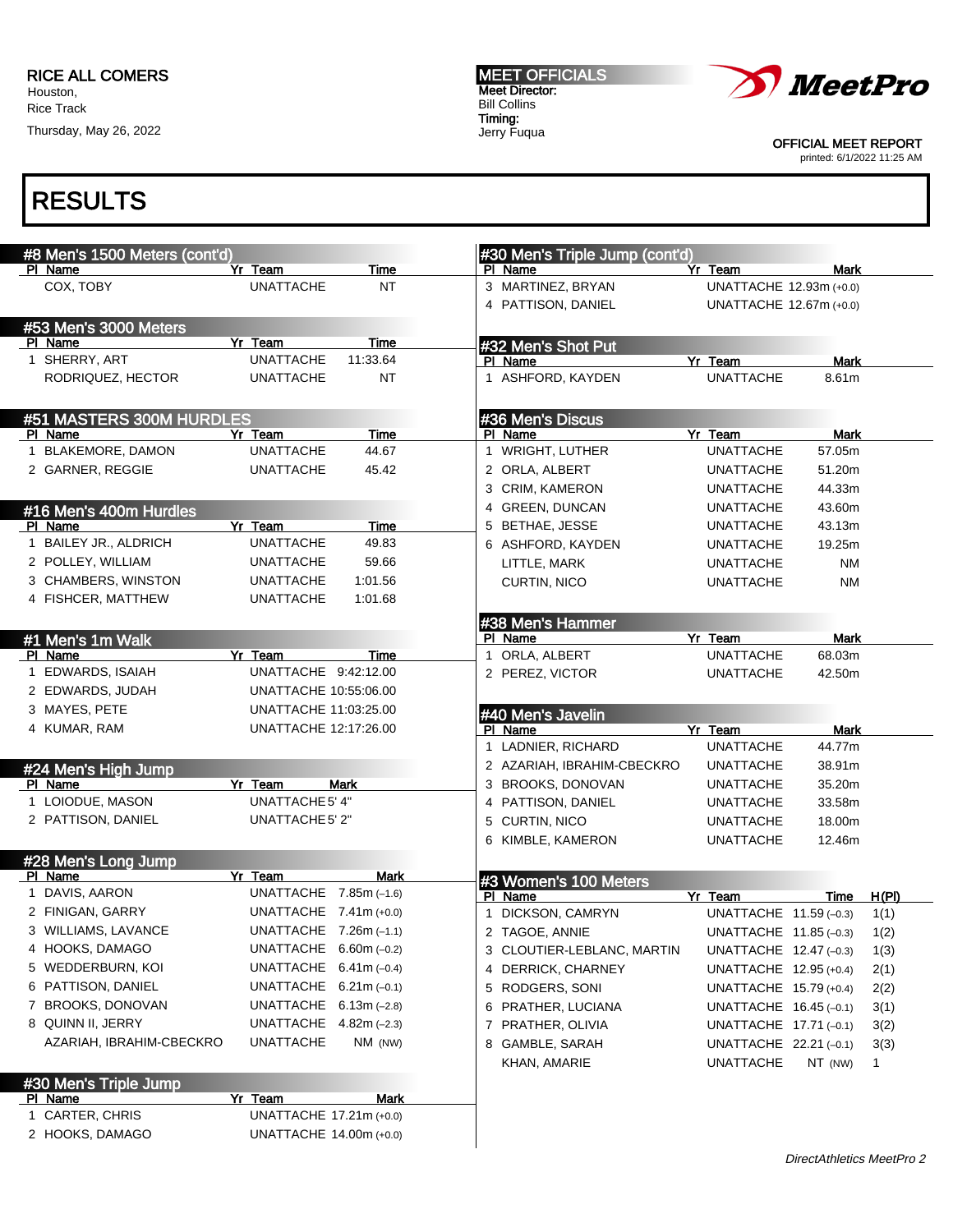RICE ALL COMERS
Houston,
Rice Track
Thursday, May 26, 2022

MEET OFFICIALS
Meet Director:
Bill Collins
Timing:
Jerry Fuqua

OFFICIAL MEET REPORT
printed: 6/1/2022 11:25 AM

# RESULTS

## #8 Men's 1500 Meters (cont'd)

| Pl | Name | Yr | Team | Time |
|---|---|---|---|---|
| | COX, TOBY | | UNATTACHE | NT |

## #53 Men's 3000 Meters

| Pl | Name | Yr | Team | Time |
|---|---|---|---|---|
| 1 | SHERRY, ART | | UNATTACHE | 11:33.64 |
| | RODRIQUEZ, HECTOR | | UNATTACHE | NT |

## #51 MASTERS 300M HURDLES

| Pl | Name | Yr | Team | Time |
|---|---|---|---|---|
| 1 | BLAKEMORE, DAMON | | UNATTACHE | 44.67 |
| 2 | GARNER, REGGIE | | UNATTACHE | 45.42 |

## #16 Men's 400m Hurdles

| Pl | Name | Yr | Team | Time |
|---|---|---|---|---|
| 1 | BAILEY JR., ALDRICH | | UNATTACHE | 49.83 |
| 2 | POLLEY, WILLIAM | | UNATTACHE | 59.66 |
| 3 | CHAMBERS, WINSTON | | UNATTACHE | 1:01.56 |
| 4 | FISHCER, MATTHEW | | UNATTACHE | 1:01.68 |

## #1 Men's 1m Walk

| Pl | Name | Yr | Team | Time |
|---|---|---|---|---|
| 1 | EDWARDS, ISAIAH | | UNATTACHE | 9:42:12.00 |
| 2 | EDWARDS, JUDAH | | UNATTACHE | 10:55:06.00 |
| 3 | MAYES, PETE | | UNATTACHE | 11:03:25.00 |
| 4 | KUMAR, RAM | | UNATTACHE | 12:17:26.00 |

## #24 Men's High Jump

| Pl | Name | Yr | Team | Mark |
|---|---|---|---|---|
| 1 | LOIODUE, MASON | | UNATTACHE | 5' 4" |
| 2 | PATTISON, DANIEL | | UNATTACHE | 5' 2" |

## #28 Men's Long Jump

| Pl | Name | Yr | Team | Mark |
|---|---|---|---|---|
| 1 | DAVIS, AARON | | UNATTACHE | 7.85m (−1.6) |
| 2 | FINIGAN, GARRY | | UNATTACHE | 7.41m (+0.0) |
| 3 | WILLIAMS, LAVANCE | | UNATTACHE | 7.26m (−1.1) |
| 4 | HOOKS, DAMAGO | | UNATTACHE | 6.60m (−0.2) |
| 5 | WEDDERBURN, KOI | | UNATTACHE | 6.41m (−0.4) |
| 6 | PATTISON, DANIEL | | UNATTACHE | 6.21m (−0.1) |
| 7 | BROOKS, DONOVAN | | UNATTACHE | 6.13m (−2.8) |
| 8 | QUINN II, JERRY | | UNATTACHE | 4.82m (−2.3) |
| | AZARIAH, IBRAHIM-CBECKRO | | UNATTACHE | NM (NW) |

## #30 Men's Triple Jump

| Pl | Name | Yr | Team | Mark |
|---|---|---|---|---|
| 1 | CARTER, CHRIS | | UNATTACHE | 17.21m (+0.0) |
| 2 | HOOKS, DAMAGO | | UNATTACHE | 14.00m (+0.0) |
| 3 | MARTINEZ, BRYAN | | UNATTACHE | 12.93m (+0.0) |
| 4 | PATTISON, DANIEL | | UNATTACHE | 12.67m (+0.0) |

## #32 Men's Shot Put

| Pl | Name | Yr | Team | Mark |
|---|---|---|---|---|
| 1 | ASHFORD, KAYDEN | | UNATTACHE | 8.61m |

## #36 Men's Discus

| Pl | Name | Yr | Team | Mark |
|---|---|---|---|---|
| 1 | WRIGHT, LUTHER | | UNATTACHE | 57.05m |
| 2 | ORLA, ALBERT | | UNATTACHE | 51.20m |
| 3 | CRIM, KAMERON | | UNATTACHE | 44.33m |
| 4 | GREEN, DUNCAN | | UNATTACHE | 43.60m |
| 5 | BETHAE, JESSE | | UNATTACHE | 43.13m |
| 6 | ASHFORD, KAYDEN | | UNATTACHE | 19.25m |
| | LITTLE, MARK | | UNATTACHE | NM |
| | CURTIN, NICO | | UNATTACHE | NM |

## #38 Men's Hammer

| Pl | Name | Yr | Team | Mark |
|---|---|---|---|---|
| 1 | ORLA, ALBERT | | UNATTACHE | 68.03m |
| 2 | PEREZ, VICTOR | | UNATTACHE | 42.50m |

## #40 Men's Javelin

| Pl | Name | Yr | Team | Mark |
|---|---|---|---|---|
| 1 | LADNIER, RICHARD | | UNATTACHE | 44.77m |
| 2 | AZARIAH, IBRAHIM-CBECKRO | | UNATTACHE | 38.91m |
| 3 | BROOKS, DONOVAN | | UNATTACHE | 35.20m |
| 4 | PATTISON, DANIEL | | UNATTACHE | 33.58m |
| 5 | CURTIN, NICO | | UNATTACHE | 18.00m |
| 6 | KIMBLE, KAMERON | | UNATTACHE | 12.46m |

## #3 Women's 100 Meters

| Pl | Name | Yr | Team | Time | H(Pl) |
|---|---|---|---|---|---|
| 1 | DICKSON, CAMRYN | | UNATTACHE | 11.59 (−0.3) | 1(1) |
| 2 | TAGOE, ANNIE | | UNATTACHE | 11.85 (−0.3) | 1(2) |
| 3 | CLOUTIER-LEBLANC, MARTIN | | UNATTACHE | 12.47 (−0.3) | 1(3) |
| 4 | DERRICK, CHARNEY | | UNATTACHE | 12.95 (+0.4) | 2(1) |
| 5 | RODGERS, SONI | | UNATTACHE | 15.79 (+0.4) | 2(2) |
| 6 | PRATHER, LUCIANA | | UNATTACHE | 16.45 (−0.1) | 3(1) |
| 7 | PRATHER, OLIVIA | | UNATTACHE | 17.71 (−0.1) | 3(2) |
| 8 | GAMBLE, SARAH | | UNATTACHE | 22.21 (−0.1) | 3(3) |
| | KHAN, AMARIE | | UNATTACHE | NT (NW) | 1 |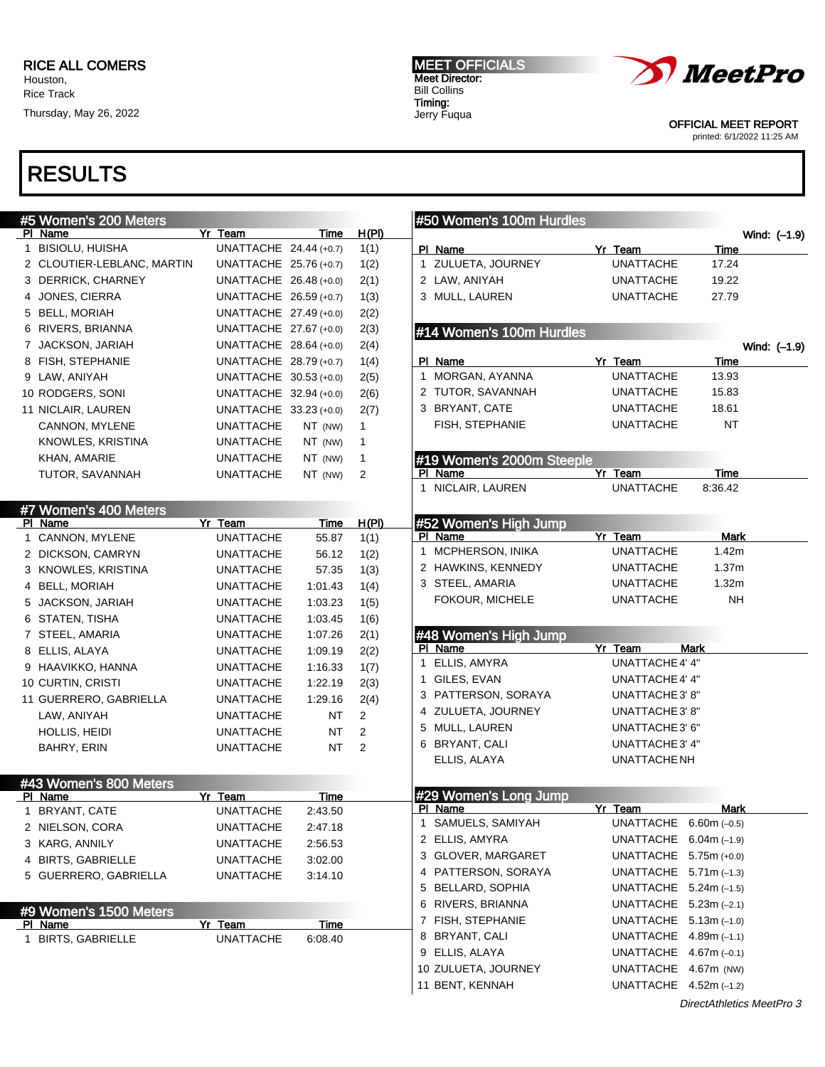RICE ALL COMERS
Houston,
Rice Track
Thursday, May 26, 2022

MEET OFFICIALS
Meet Director:
Bill Collins
Timing:
Jerry Fuqua

OFFICIAL MEET REPORT
printed: 6/1/2022 11:25 AM

# RESULTS

## #5 Women's 200 Meters

| Pl | Name | Yr | Team | Time | H(Pl) |
|---|---|---|---|---|---|
| 1 | BISIOLU, HUISHA | | UNATTACHE | 24.44 (+0.7) | 1(1) |
| 2 | CLOUTIER-LEBLANC, MARTIN | | UNATTACHE | 25.76 (+0.7) | 1(2) |
| 3 | DERRICK, CHARNEY | | UNATTACHE | 26.48 (+0.0) | 2(1) |
| 4 | JONES, CIERRA | | UNATTACHE | 26.59 (+0.7) | 1(3) |
| 5 | BELL, MORIAH | | UNATTACHE | 27.49 (+0.0) | 2(2) |
| 6 | RIVERS, BRIANNA | | UNATTACHE | 27.67 (+0.0) | 2(3) |
| 7 | JACKSON, JARIAH | | UNATTACHE | 28.64 (+0.0) | 2(4) |
| 8 | FISH, STEPHANIE | | UNATTACHE | 28.79 (+0.7) | 1(4) |
| 9 | LAW, ANIYAH | | UNATTACHE | 30.53 (+0.0) | 2(5) |
| 10 | RODGERS, SONI | | UNATTACHE | 32.94 (+0.0) | 2(6) |
| 11 | NICLAIR, LAUREN | | UNATTACHE | 33.23 (+0.0) | 2(7) |
| | CANNON, MYLENE | | UNATTACHE | NT (NW) | 1 |
| | KNOWLES, KRISTINA | | UNATTACHE | NT (NW) | 1 |
| | KHAN, AMARIE | | UNATTACHE | NT (NW) | 1 |
| | TUTOR, SAVANNAH | | UNATTACHE | NT (NW) | 2 |

## #7 Women's 400 Meters

| Pl | Name | Yr | Team | Time | H(Pl) |
|---|---|---|---|---|---|
| 1 | CANNON, MYLENE | | UNATTACHE | 55.87 | 1(1) |
| 2 | DICKSON, CAMRYN | | UNATTACHE | 56.12 | 1(2) |
| 3 | KNOWLES, KRISTINA | | UNATTACHE | 57.35 | 1(3) |
| 4 | BELL, MORIAH | | UNATTACHE | 1:01.43 | 1(4) |
| 5 | JACKSON, JARIAH | | UNATTACHE | 1:03.23 | 1(5) |
| 6 | STATEN, TISHA | | UNATTACHE | 1:03.45 | 1(6) |
| 7 | STEEL, AMARIA | | UNATTACHE | 1:07.26 | 2(1) |
| 8 | ELLIS, ALAYA | | UNATTACHE | 1:09.19 | 2(2) |
| 9 | HAAVIKKO, HANNA | | UNATTACHE | 1:16.33 | 1(7) |
| 10 | CURTIN, CRISTI | | UNATTACHE | 1:22.19 | 2(3) |
| 11 | GUERRERO, GABRIELLA | | UNATTACHE | 1:29.16 | 2(4) |
| | LAW, ANIYAH | | UNATTACHE | NT | 2 |
| | HOLLIS, HEIDI | | UNATTACHE | NT | 2 |
| | BAHRY, ERIN | | UNATTACHE | NT | 2 |

## #43 Women's 800 Meters

| Pl | Name | Yr | Team | Time |
|---|---|---|---|---|
| 1 | BRYANT, CATE | | UNATTACHE | 2:43.50 |
| 2 | NIELSON, CORA | | UNATTACHE | 2:47.18 |
| 3 | KARG, ANNILY | | UNATTACHE | 2:56.53 |
| 4 | BIRTS, GABRIELLE | | UNATTACHE | 3:02.00 |
| 5 | GUERRERO, GABRIELLA | | UNATTACHE | 3:14.10 |

## #9 Women's 1500 Meters

| Pl | Name | Yr | Team | Time |
|---|---|---|---|---|
| 1 | BIRTS, GABRIELLE | | UNATTACHE | 6:08.40 |

## #50 Women's 100m Hurdles

Wind: (-1.9)

| Pl | Name | Yr | Team | Time |
|---|---|---|---|---|
| 1 | ZULUETA, JOURNEY | | UNATTACHE | 17.24 |
| 2 | LAW, ANIYAH | | UNATTACHE | 19.22 |
| 3 | MULL, LAUREN | | UNATTACHE | 27.79 |

## #14 Women's 100m Hurdles

Wind: (-1.9)

| Pl | Name | Yr | Team | Time |
|---|---|---|---|---|
| 1 | MORGAN, AYANNA | | UNATTACHE | 13.93 |
| 2 | TUTOR, SAVANNAH | | UNATTACHE | 15.83 |
| 3 | BRYANT, CATE | | UNATTACHE | 18.61 |
| | FISH, STEPHANIE | | UNATTACHE | NT |

## #19 Women's 2000m Steeple

| Pl | Name | Yr | Team | Time |
|---|---|---|---|---|
| 1 | NICLAIR, LAUREN | | UNATTACHE | 8:36.42 |

## #52 Women's High Jump

| Pl | Name | Yr | Team | Mark |
|---|---|---|---|---|
| 1 | MCPHERSON, INIKA | | UNATTACHE | 1.42m |
| 2 | HAWKINS, KENNEDY | | UNATTACHE | 1.37m |
| 3 | STEEL, AMARIA | | UNATTACHE | 1.32m |
| | FOKOUR, MICHELE | | UNATTACHE | NH |

## #48 Women's High Jump

| Pl | Name | Yr | Team | Mark |
|---|---|---|---|---|
| 1 | ELLIS, AMYRA | | UNATTACHE | 4' 4" |
| 1 | GILES, EVAN | | UNATTACHE | 4' 4" |
| 3 | PATTERSON, SORAYA | | UNATTACHE | 3' 8" |
| 4 | ZULUETA, JOURNEY | | UNATTACHE | 3' 8" |
| 5 | MULL, LAUREN | | UNATTACHE | 3' 6" |
| 6 | BRYANT, CALI | | UNATTACHE | 3' 4" |
| | ELLIS, ALAYA | | UNATTACHE | NH |

## #29 Women's Long Jump

| Pl | Name | Yr | Team | Mark |
|---|---|---|---|---|
| 1 | SAMUELS, SAMIYAH | | UNATTACHE | 6.60m (-0.5) |
| 2 | ELLIS, AMYRA | | UNATTACHE | 6.04m (-1.9) |
| 3 | GLOVER, MARGARET | | UNATTACHE | 5.75m (+0.0) |
| 4 | PATTERSON, SORAYA | | UNATTACHE | 5.71m (-1.3) |
| 5 | BELLARD, SOPHIA | | UNATTACHE | 5.24m (-1.5) |
| 6 | RIVERS, BRIANNA | | UNATTACHE | 5.23m (-2.1) |
| 7 | FISH, STEPHANIE | | UNATTACHE | 5.13m (-1.0) |
| 8 | BRYANT, CALI | | UNATTACHE | 4.89m (-1.1) |
| 9 | ELLIS, ALAYA | | UNATTACHE | 4.67m (-0.1) |
| 10 | ZULUETA, JOURNEY | | UNATTACHE | 4.67m (NW) |
| 11 | BENT, KENNAH | | UNATTACHE | 4.52m (-1.2) |

*DirectAthletics MeetPro 3*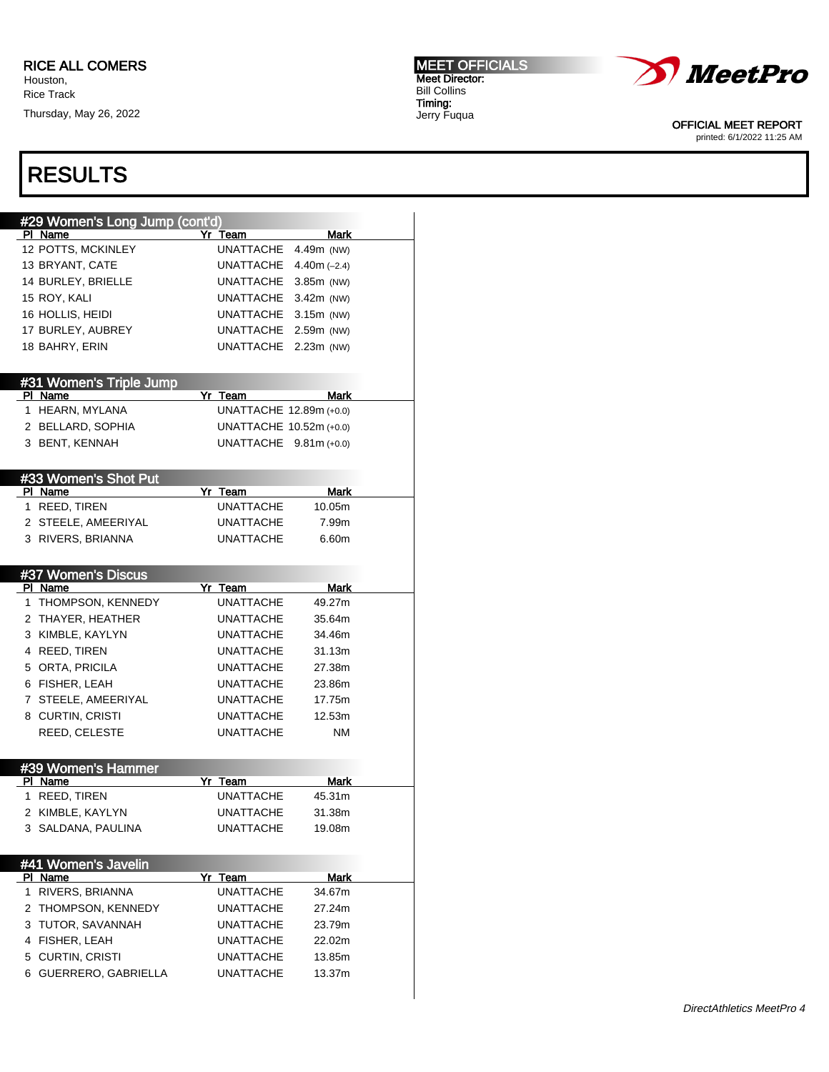RICE ALL COMERS
Houston,
Rice Track
Thursday, May 26, 2022

MEET OFFICIALS
Meet Director:
Bill Collins
Timing:
Jerry Fuqua

OFFICIAL MEET REPORT
printed: 6/1/2022 11:25 AM

# RESULTS

## #29 Women's Long Jump (cont'd)

| Pl | Name | Yr | Team | Mark |
|---|---|---|---|---|
| 12 | POTTS, MCKINLEY | | UNATTACHE | 4.49m (NW) |
| 13 | BRYANT, CATE | | UNATTACHE | 4.40m (–2.4) |
| 14 | BURLEY, BRIELLE | | UNATTACHE | 3.85m (NW) |
| 15 | ROY, KALI | | UNATTACHE | 3.42m (NW) |
| 16 | HOLLIS, HEIDI | | UNATTACHE | 3.15m (NW) |
| 17 | BURLEY, AUBREY | | UNATTACHE | 2.59m (NW) |
| 18 | BAHRY, ERIN | | UNATTACHE | 2.23m (NW) |

## #31 Women's Triple Jump

| Pl | Name | Yr | Team | Mark |
|---|---|---|---|---|
| 1 | HEARN, MYLANA | | UNATTACHE | 12.89m (+0.0) |
| 2 | BELLARD, SOPHIA | | UNATTACHE | 10.52m (+0.0) |
| 3 | BENT, KENNAH | | UNATTACHE | 9.81m (+0.0) |

## #33 Women's Shot Put

| Pl | Name | Yr | Team | Mark |
|---|---|---|---|---|
| 1 | REED, TIREN | | UNATTACHE | 10.05m |
| 2 | STEELE, AMEERIYAL | | UNATTACHE | 7.99m |
| 3 | RIVERS, BRIANNA | | UNATTACHE | 6.60m |

## #37 Women's Discus

| Pl | Name | Yr | Team | Mark |
|---|---|---|---|---|
| 1 | THOMPSON, KENNEDY | | UNATTACHE | 49.27m |
| 2 | THAYER, HEATHER | | UNATTACHE | 35.64m |
| 3 | KIMBLE, KAYLYN | | UNATTACHE | 34.46m |
| 4 | REED, TIREN | | UNATTACHE | 31.13m |
| 5 | ORTA, PRICILA | | UNATTACHE | 27.38m |
| 6 | FISHER, LEAH | | UNATTACHE | 23.86m |
| 7 | STEELE, AMEERIYAL | | UNATTACHE | 17.75m |
| 8 | CURTIN, CRISTI | | UNATTACHE | 12.53m |
| | REED, CELESTE | | UNATTACHE | NM |

## #39 Women's Hammer

| Pl | Name | Yr | Team | Mark |
|---|---|---|---|---|
| 1 | REED, TIREN | | UNATTACHE | 45.31m |
| 2 | KIMBLE, KAYLYN | | UNATTACHE | 31.38m |
| 3 | SALDANA, PAULINA | | UNATTACHE | 19.08m |

## #41 Women's Javelin

| Pl | Name | Yr | Team | Mark |
|---|---|---|---|---|
| 1 | RIVERS, BRIANNA | | UNATTACHE | 34.67m |
| 2 | THOMPSON, KENNEDY | | UNATTACHE | 27.24m |
| 3 | TUTOR, SAVANNAH | | UNATTACHE | 23.79m |
| 4 | FISHER, LEAH | | UNATTACHE | 22.02m |
| 5 | CURTIN, CRISTI | | UNATTACHE | 13.85m |
| 6 | GUERRERO, GABRIELLA | | UNATTACHE | 13.37m |

*DirectAthletics MeetPro 4*